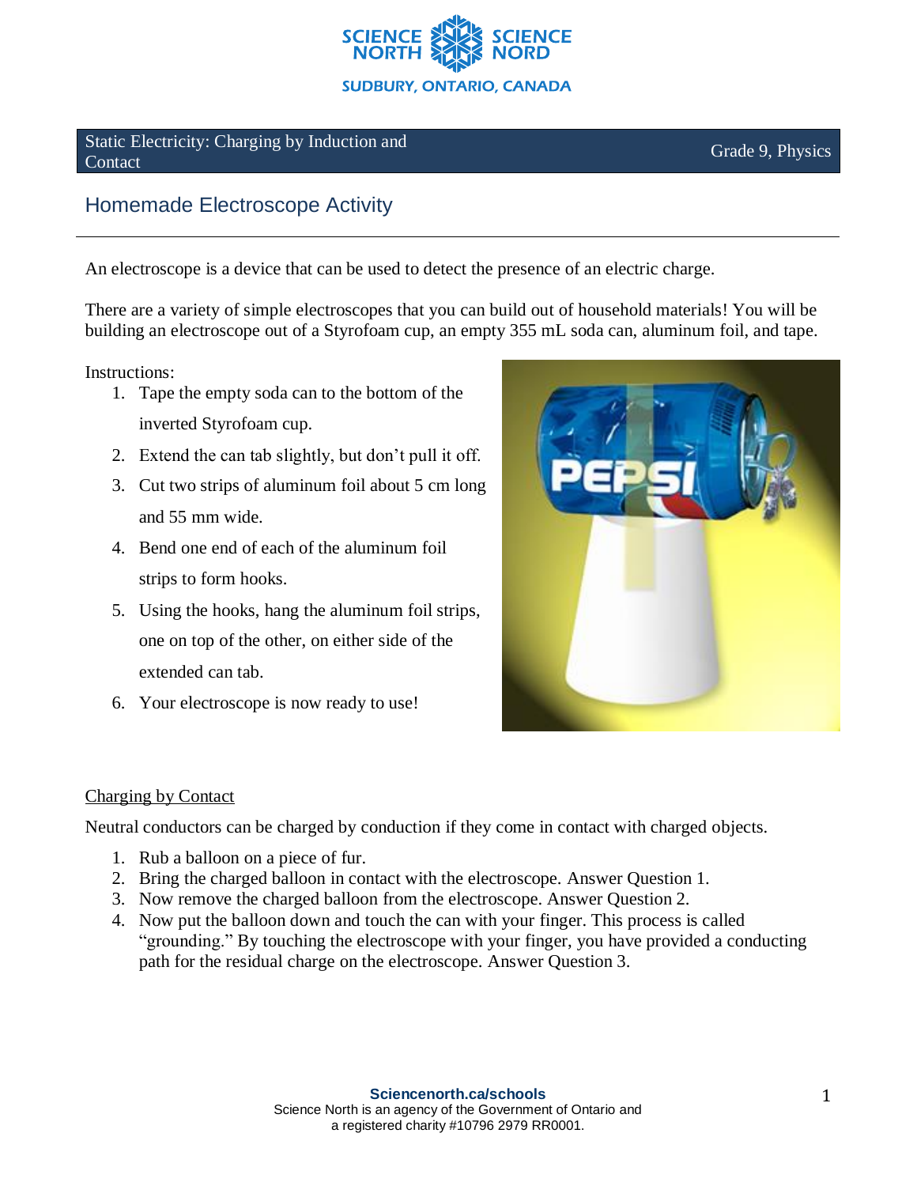SCIENCE NORTH SCIENCE NORD
SUDBURY, ONTARIO, CANADA

Static Electricity: Charging by Induction and Contact | Grade 9, Physics

# Homemade Electroscope Activity

An electroscope is a device that can be used to detect the presence of an electric charge.

There are a variety of simple electroscopes that you can build out of household materials! You will be building an electroscope out of a Styrofoam cup, an empty 355 mL soda can, aluminum foil, and tape.

Instructions:

1. Tape the empty soda can to the bottom of the inverted Styrofoam cup.
2. Extend the can tab slightly, but don't pull it off.
3. Cut two strips of aluminum foil about 5 cm long and 55 mm wide.
4. Bend one end of each of the aluminum foil strips to form hooks.
5. Using the hooks, hang the aluminum foil strips, one on top of the other, on either side of the extended can tab.
6. Your electroscope is now ready to use!

## Charging by Contact

Neutral conductors can be charged by conduction if they come in contact with charged objects.

1. Rub a balloon on a piece of fur.
2. Bring the charged balloon in contact with the electroscope. Answer Question 1.
3. Now remove the charged balloon from the electroscope. Answer Question 2.
4. Now put the balloon down and touch the can with your finger. This process is called "grounding." By touching the electroscope with your finger, you have provided a conducting path for the residual charge on the electroscope. Answer Question 3.

**Sciencenorth.ca/schools**
Science North is an agency of the Government of Ontario and a registered charity #10796 2979 RR0001.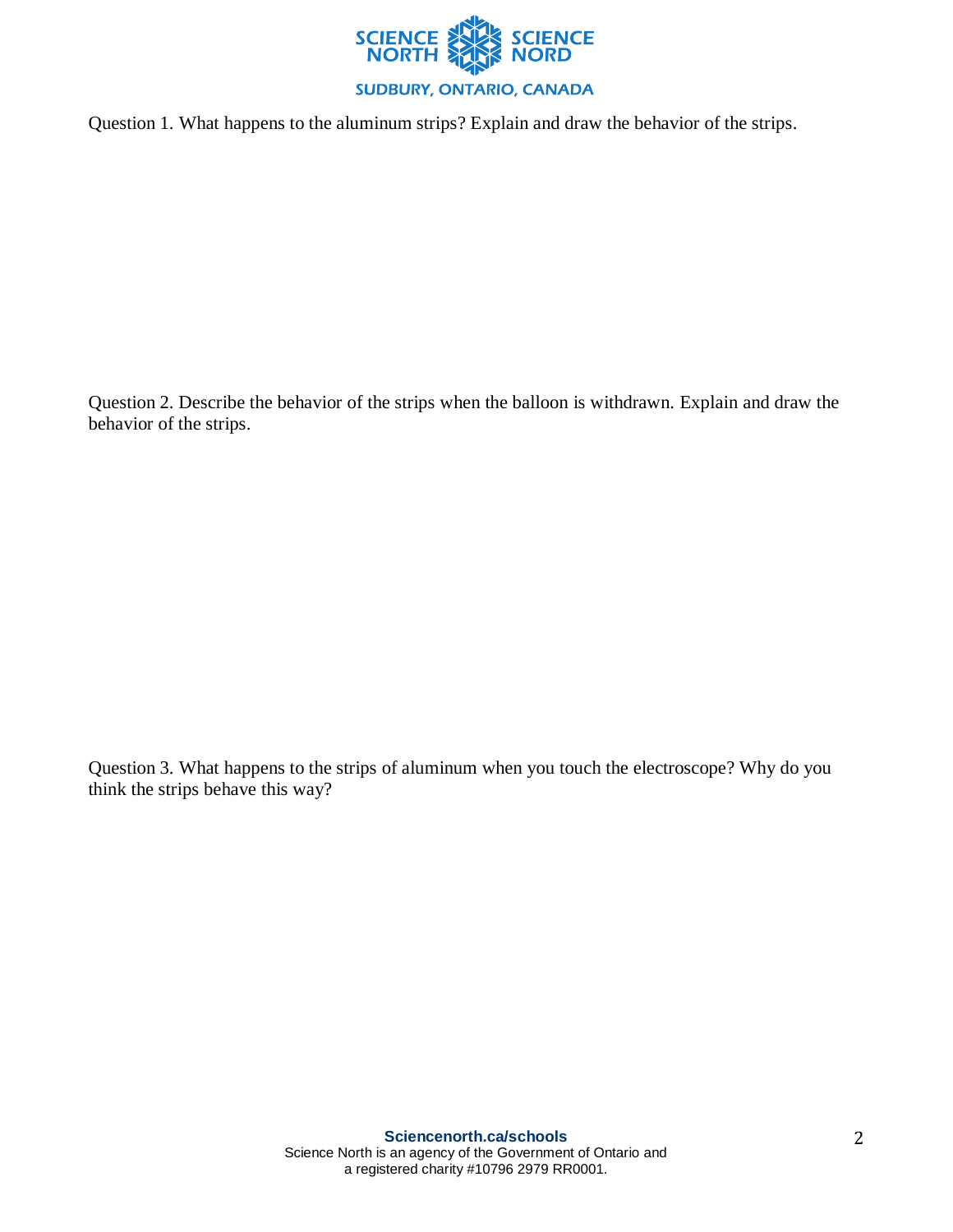Question 1. What happens to the aluminum strips? Explain and draw the behavior of the strips.

Question 2. Describe the behavior of the strips when the balloon is withdrawn. Explain and draw the behavior of the strips.

Question 3. What happens to the strips of aluminum when you touch the electroscope? Why do you think the strips behave this way?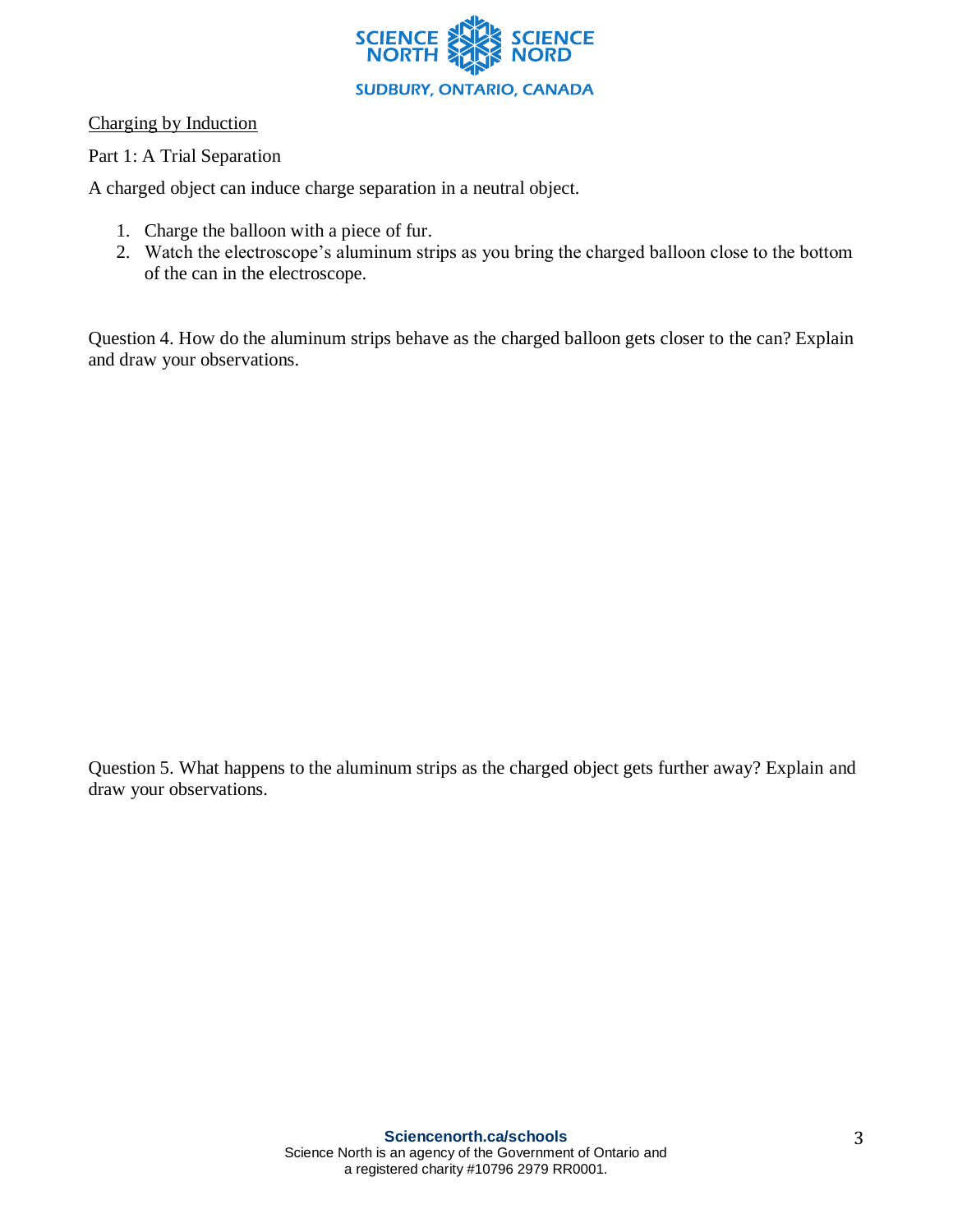Charging by Induction

Part 1: A Trial Separation

A charged object can induce charge separation in a neutral object.

1. Charge the balloon with a piece of fur.
2. Watch the electroscope's aluminum strips as you bring the charged balloon close to the bottom of the can in the electroscope.

Question 4. How do the aluminum strips behave as the charged balloon gets closer to the can? Explain and draw your observations.

Question 5. What happens to the aluminum strips as the charged object gets further away? Explain and draw your observations.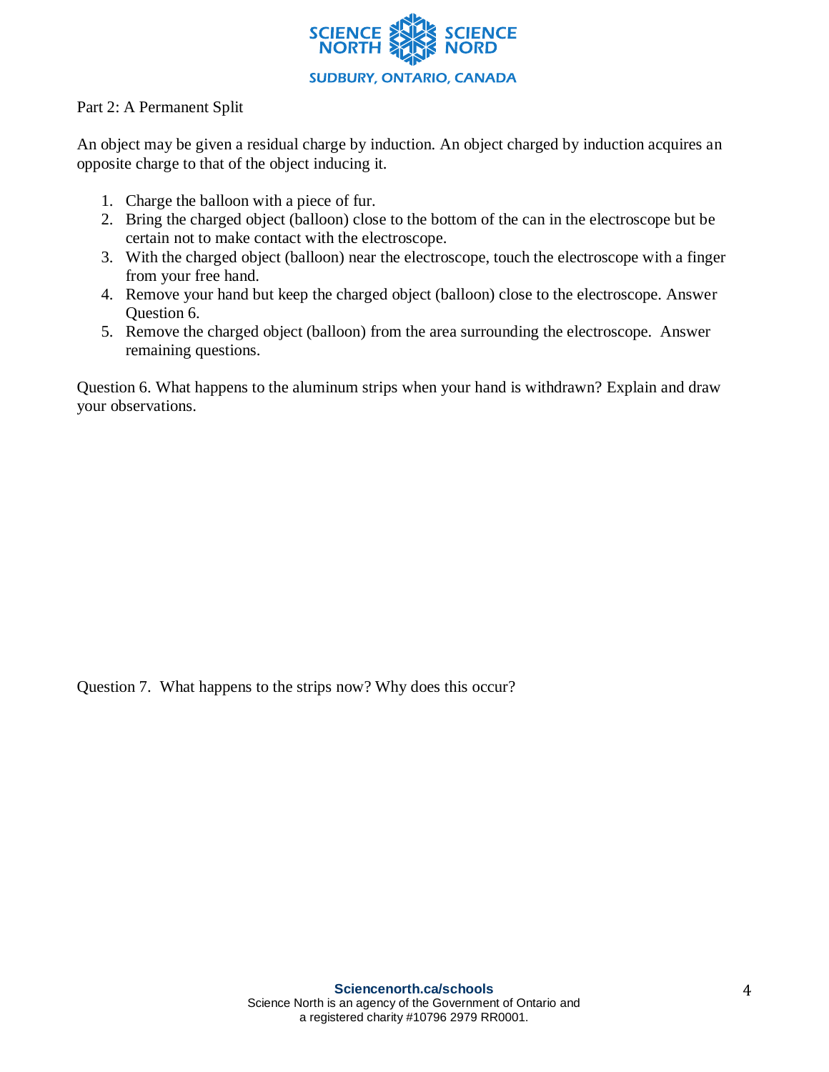Part 2: A Permanent Split

An object may be given a residual charge by induction. An object charged by induction acquires an opposite charge to that of the object inducing it.

1. Charge the balloon with a piece of fur.
2. Bring the charged object (balloon) close to the bottom of the can in the electroscope but be certain not to make contact with the electroscope.
3. With the charged object (balloon) near the electroscope, touch the electroscope with a finger from your free hand.
4. Remove your hand but keep the charged object (balloon) close to the electroscope. Answer Question 6.
5. Remove the charged object (balloon) from the area surrounding the electroscope. Answer remaining questions.

Question 6. What happens to the aluminum strips when your hand is withdrawn? Explain and draw your observations.

Question 7. What happens to the strips now? Why does this occur?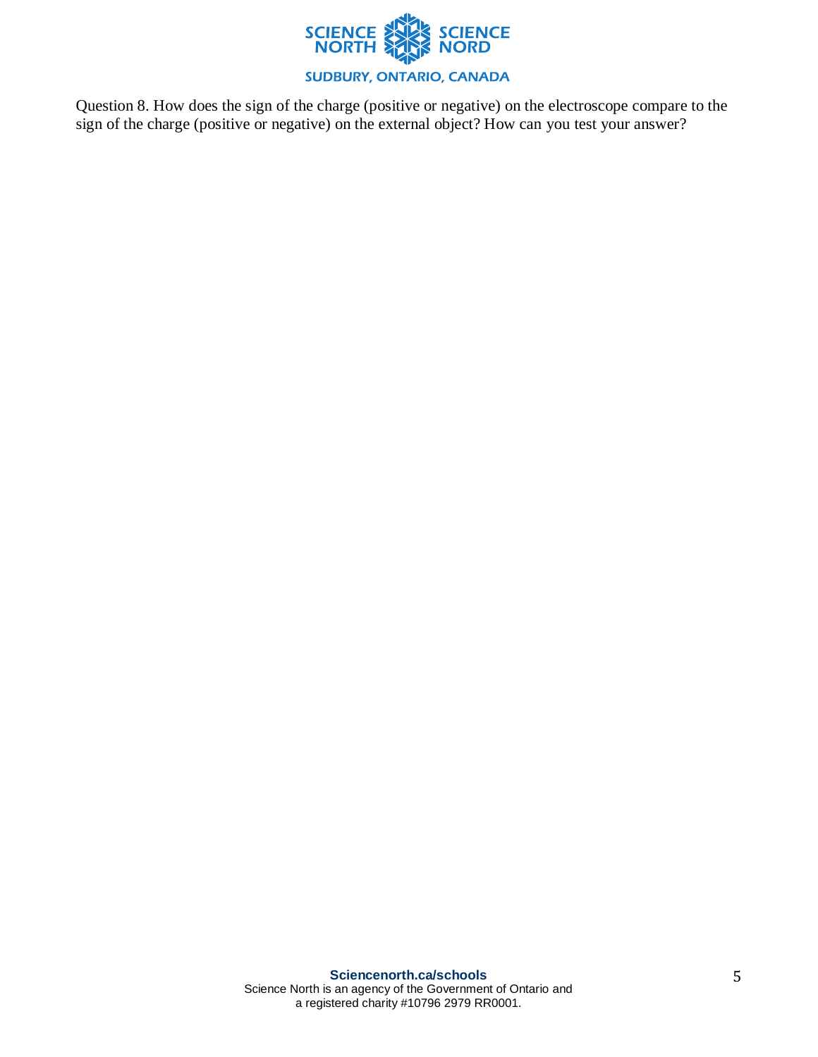Question 8. How does the sign of the charge (positive or negative) on the electroscope compare to the sign of the charge (positive or negative) on the external object? How can you test your answer?